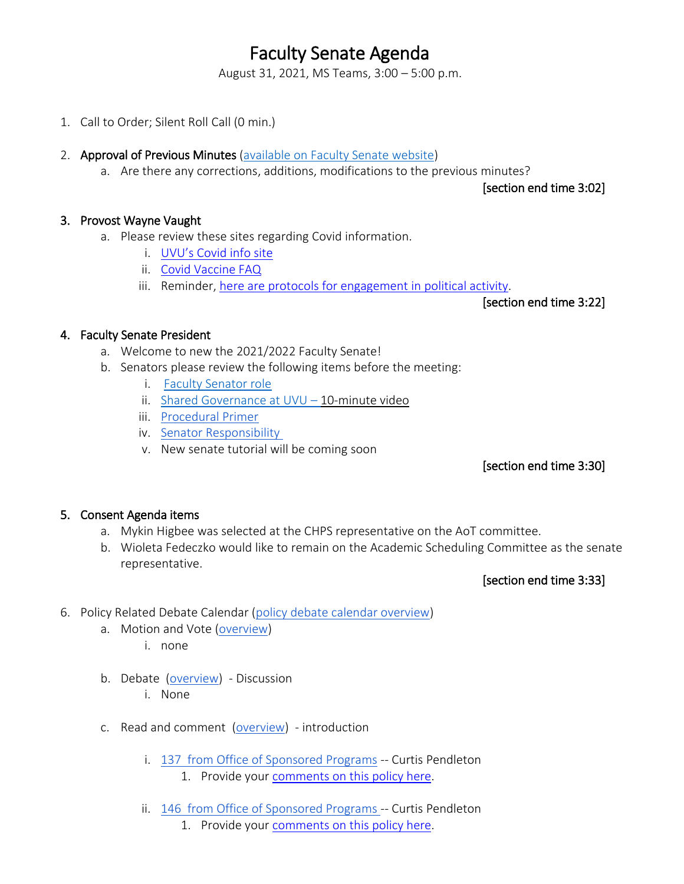# Faculty Senate Agenda

August 31, 2021, MS Teams, 3:00 – 5:00 p.m.

1. Call to Order; Silent Roll Call (0 min.)

2. **Approval of Previous Minutes** (available on Faculty Senate website)
   a. Are there any corrections, additions, modifications to the previous minutes?

   **[section end time 3:02]**

3. **Provost Wayne Vaught**
   a. Please review these sites regarding Covid information.
      i. UVU's Covid info site
      ii. Covid Vaccine FAQ
      iii. Reminder, here are protocols for engagement in political activity.

   **[section end time 3:22]**

4. **Faculty Senate President**
   a. Welcome to new the 2021/2022 Faculty Senate!
   b. Senators please review the following items before the meeting:
      i. Faculty Senator role
      ii. Shared Governance at UVU – 10-minute video
      iii. Procedural Primer
      iv. Senator Responsibility
      v. New senate tutorial will be coming soon

   **[section end time 3:30]**

5. **Consent Agenda items**
   a. Mykin Higbee was selected at the CHPS representative on the AoT committee.
   b. Wioleta Fedeczko would like to remain on the Academic Scheduling Committee as the senate representative.

   **[section end time 3:33]**

6. Policy Related Debate Calendar (policy debate calendar overview)
   a. Motion and Vote (overview)
      i. none
   b. Debate (overview) - Discussion
      i. None
   c. Read and comment (overview) - introduction
      i. 137 from Office of Sponsored Programs -- Curtis Pendleton
         1. Provide your comments on this policy here.
      ii. 146 from Office of Sponsored Programs -- Curtis Pendleton
         1. Provide your comments on this policy here.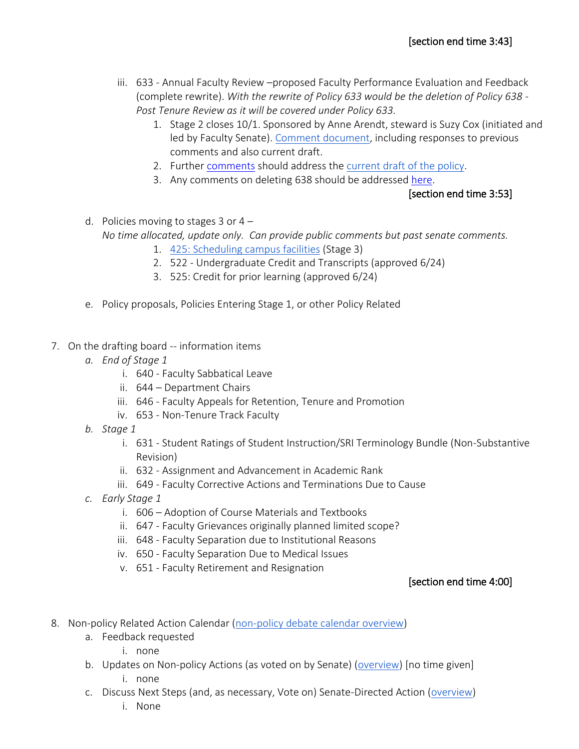[section end time 3:43]

   iii. 633 - Annual Faculty Review –proposed Faculty Performance Evaluation and Feedback (complete rewrite). *With the rewrite of Policy 633 would be the deletion of Policy 638 - Post Tenure Review as it will be covered under Policy 633.*
      1. Stage 2 closes 10/1. Sponsored by Anne Arendt, steward is Suzy Cox (initiated and led by Faculty Senate). Comment document, including responses to previous comments and also current draft.
      2. Further comments should address the current draft of the policy.
      3. Any comments on deleting 638 should be addressed here.

[section end time 3:53]

d. Policies moving to stages 3 or 4 –
   *No time allocated, update only. Can provide public comments but past senate comments.*
      1. 425: Scheduling campus facilities (Stage 3)
      2. 522 - Undergraduate Credit and Transcripts (approved 6/24)
      3. 525: Credit for prior learning (approved 6/24)

e. Policy proposals, Policies Entering Stage 1, or other Policy Related

7. On the drafting board -- information items
   a. *End of Stage 1*
      i. 640 - Faculty Sabbatical Leave
      ii. 644 – Department Chairs
      iii. 646 - Faculty Appeals for Retention, Tenure and Promotion
      iv. 653 - Non-Tenure Track Faculty
   b. *Stage 1*
      i. 631 - Student Ratings of Student Instruction/SRI Terminology Bundle (Non-Substantive Revision)
      ii. 632 - Assignment and Advancement in Academic Rank
      iii. 649 - Faculty Corrective Actions and Terminations Due to Cause
   c. *Early Stage 1*
      i. 606 – Adoption of Course Materials and Textbooks
      ii. 647 - Faculty Grievances originally planned limited scope?
      iii. 648 - Faculty Separation due to Institutional Reasons
      iv. 650 - Faculty Separation Due to Medical Issues
      v. 651 - Faculty Retirement and Resignation

[section end time 4:00]

8. Non-policy Related Action Calendar (non-policy debate calendar overview)
   a. Feedback requested
      i. none
   b. Updates on Non-policy Actions (as voted on by Senate) (overview) [no time given]
      i. none
   c. Discuss Next Steps (and, as necessary, Vote on) Senate-Directed Action (overview)
      i. None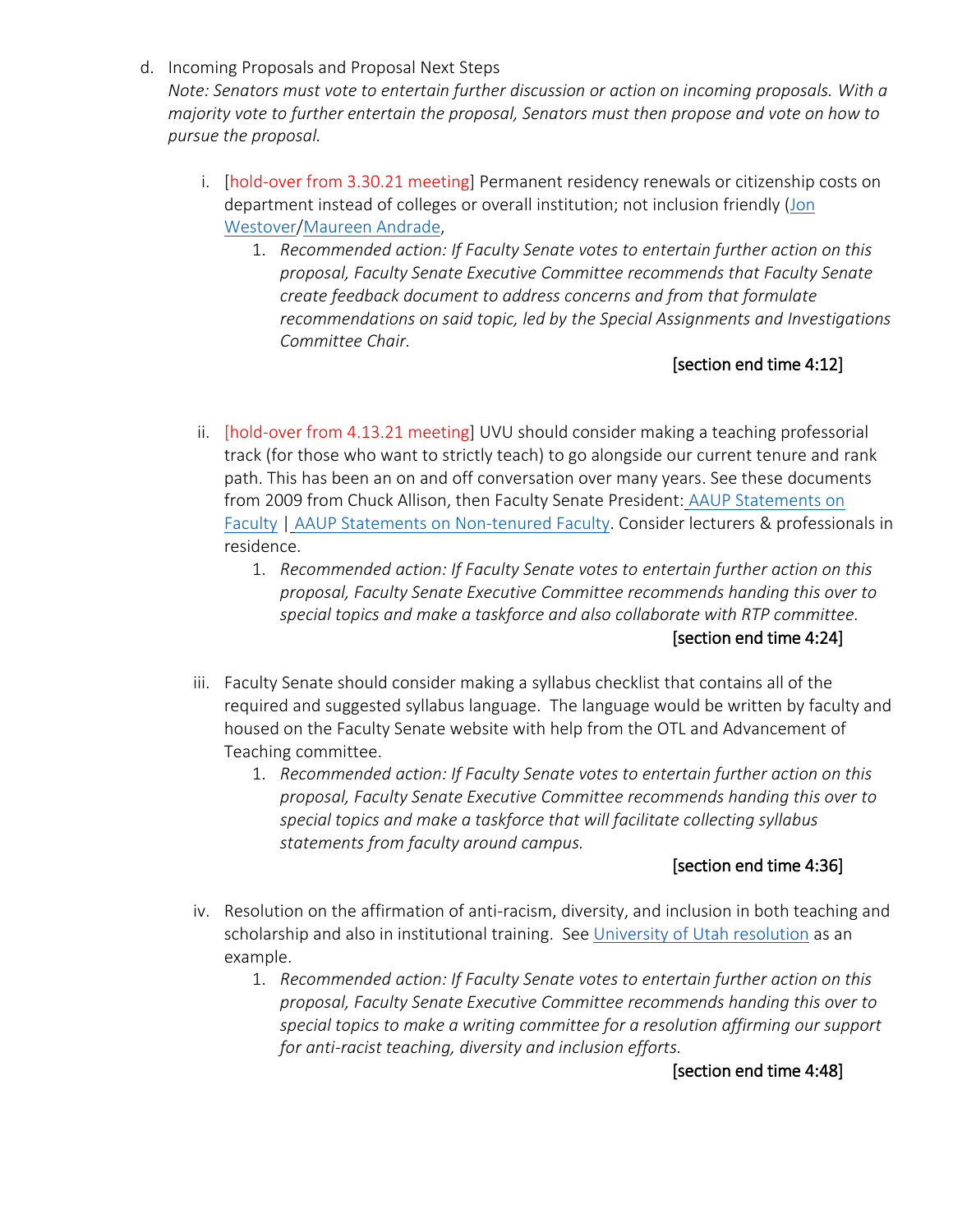d. Incoming Proposals and Proposal Next Steps
*Note: Senators must vote to entertain further discussion or action on incoming proposals. With a majority vote to further entertain the proposal, Senators must then propose and vote on how to pursue the proposal.*

   i. [hold-over from 3.30.21 meeting] Permanent residency renewals or citizenship costs on department instead of colleges or overall institution; not inclusion friendly (Jon Westover/Maureen Andrade,
      1. *Recommended action: If Faculty Senate votes to entertain further action on this proposal, Faculty Senate Executive Committee recommends that Faculty Senate create feedback document to address concerns and from that formulate recommendations on said topic, led by the Special Assignments and Investigations Committee Chair.*

[section end time 4:12]

   ii. [hold-over from 4.13.21 meeting] UVU should consider making a teaching professorial track (for those who want to strictly teach) to go alongside our current tenure and rank path. This has been an on and off conversation over many years. See these documents from 2009 from Chuck Allison, then Faculty Senate President: AAUP Statements on Faculty | AAUP Statements on Non-tenured Faculty. Consider lecturers & professionals in residence.
      1. *Recommended action: If Faculty Senate votes to entertain further action on this proposal, Faculty Senate Executive Committee recommends handing this over to special topics and make a taskforce and also collaborate with RTP committee.*

[section end time 4:24]

   iii. Faculty Senate should consider making a syllabus checklist that contains all of the required and suggested syllabus language. The language would be written by faculty and housed on the Faculty Senate website with help from the OTL and Advancement of Teaching committee.
      1. *Recommended action: If Faculty Senate votes to entertain further action on this proposal, Faculty Senate Executive Committee recommends handing this over to special topics and make a taskforce that will facilitate collecting syllabus statements from faculty around campus.*

[section end time 4:36]

   iv. Resolution on the affirmation of anti-racism, diversity, and inclusion in both teaching and scholarship and also in institutional training. See University of Utah resolution as an example.
      1. *Recommended action: If Faculty Senate votes to entertain further action on this proposal, Faculty Senate Executive Committee recommends handing this over to special topics to make a writing committee for a resolution affirming our support for anti-racist teaching, diversity and inclusion efforts.*

[section end time 4:48]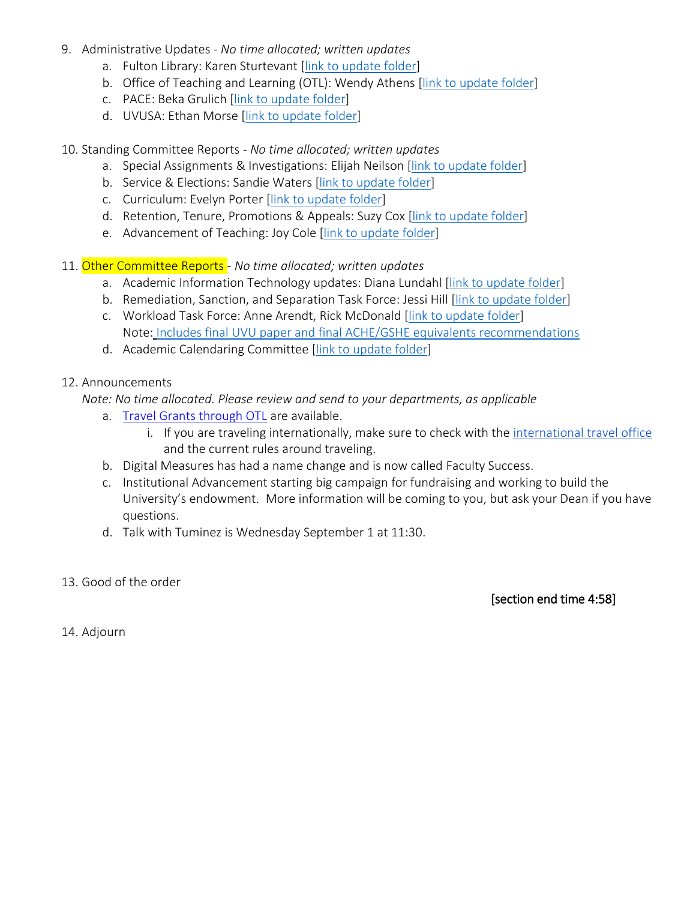9. Administrative Updates - *No time allocated; written updates*
    a. Fulton Library: Karen Sturtevant [link to update folder]
    b. Office of Teaching and Learning (OTL): Wendy Athens [link to update folder]
    c. PACE: Beka Grulich [link to update folder]
    d. UVUSA: Ethan Morse [link to update folder]

10. Standing Committee Reports - *No time allocated; written updates*
    a. Special Assignments & Investigations: Elijah Neilson [link to update folder]
    b. Service & Elections: Sandie Waters [link to update folder]
    c. Curriculum: Evelyn Porter [link to update folder]
    d. Retention, Tenure, Promotions & Appeals: Suzy Cox [link to update folder]
    e. Advancement of Teaching: Joy Cole [link to update folder]

11. Other Committee Reports - *No time allocated; written updates*
    a. Academic Information Technology updates: Diana Lundahl [link to update folder]
    b. Remediation, Sanction, and Separation Task Force: Jessi Hill [link to update folder]
    c. Workload Task Force: Anne Arendt, Rick McDonald [link to update folder]
       Note: Includes final UVU paper and final ACHE/GSHE equivalents recommendations
    d. Academic Calendaring Committee [link to update folder]

12. Announcements
    *Note: No time allocated. Please review and send to your departments, as applicable*
    a. Travel Grants through OTL are available.
        i. If you are traveling internationally, make sure to check with the international travel office and the current rules around traveling.
    b. Digital Measures has had a name change and is now called Faculty Success.
    c. Institutional Advancement starting big campaign for fundraising and working to build the University's endowment. More information will be coming to you, but ask your Dean if you have questions.
    d. Talk with Tuminez is Wednesday September 1 at 11:30.

13. Good of the order

[section end time 4:58]

14. Adjourn